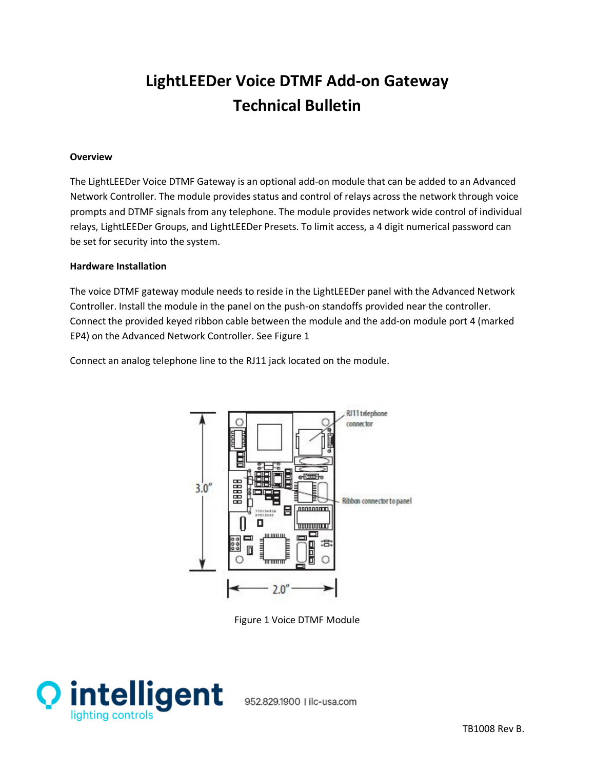# LightLEEDer Voice DTMF Add-on Gateway
# Technical Bulletin

**Overview**

The LightLEEDer Voice DTMF Gateway is an optional add-on module that can be added to an Advanced Network Controller. The module provides status and control of relays across the network through voice prompts and DTMF signals from any telephone. The module provides network wide control of individual relays, LightLEEDer Groups, and LightLEEDer Presets. To limit access, a 4 digit numerical password can be set for security into the system.

**Hardware Installation**

The voice DTMF gateway module needs to reside in the LightLEEDer panel with the Advanced Network Controller. Install the module in the panel on the push-on standoffs provided near the controller. Connect the provided keyed ribbon cable between the module and the add-on module port 4 (marked EP4) on the Advanced Network Controller. See Figure 1

Connect an analog telephone line to the RJ11 jack located on the module.

Figure 1 Voice DTMF Module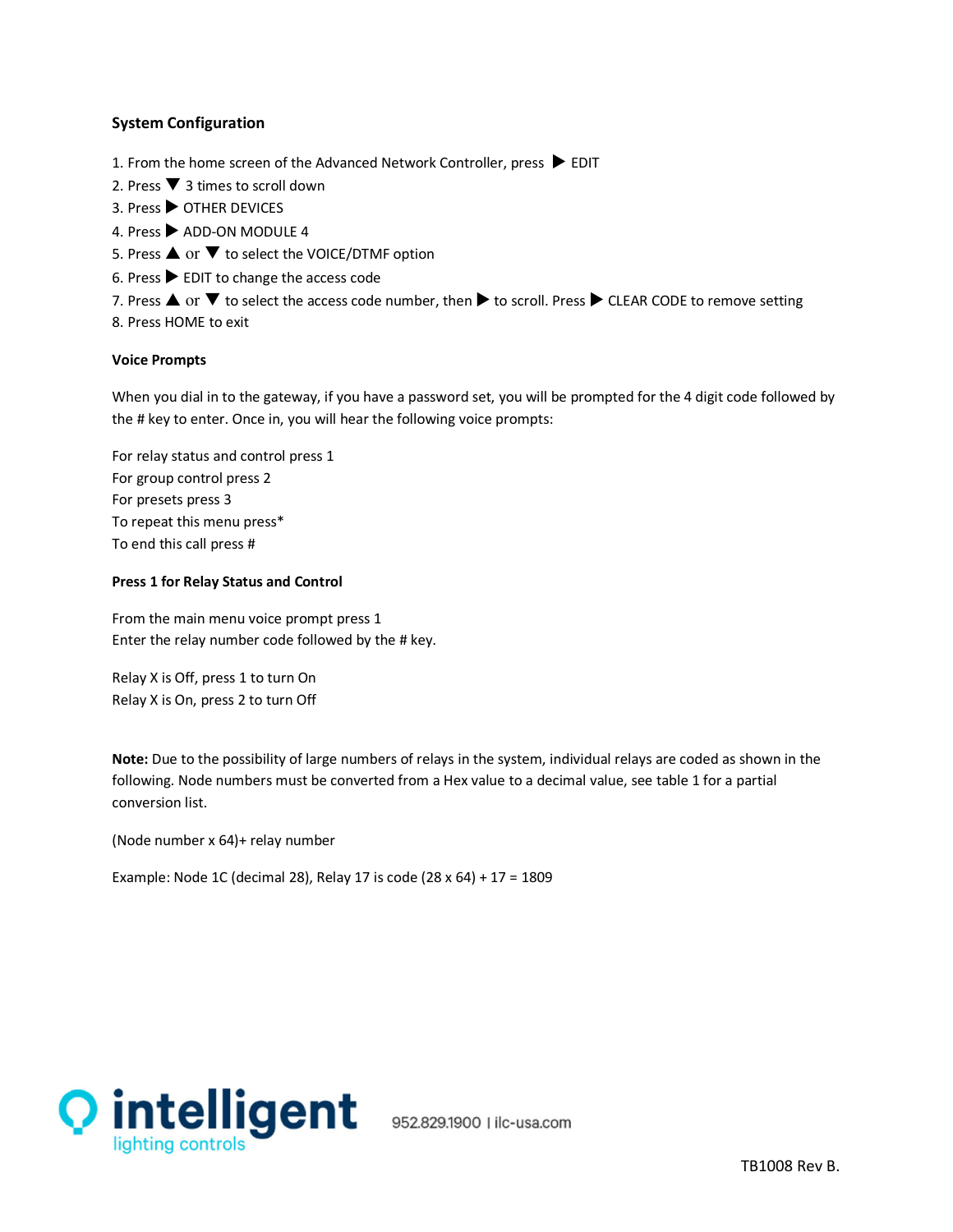### System Configuration

1. From the home screen of the Advanced Network Controller, press ▶ EDIT
2. Press ▼ 3 times to scroll down
3. Press ▶ OTHER DEVICES
4. Press ▶ ADD-ON MODULE 4
5. Press ▲ or ▼ to select the VOICE/DTMF option
6. Press ▶ EDIT to change the access code
7. Press ▲ or ▼ to select the access code number, then ▶ to scroll. Press ▶ CLEAR CODE to remove setting
8. Press HOME to exit

### Voice Prompts

When you dial in to the gateway, if you have a password set, you will be prompted for the 4 digit code followed by the # key to enter. Once in, you will hear the following voice prompts:

For relay status and control press 1
For group control press 2
For presets press 3
To repeat this menu press*
To end this call press #

### Press 1 for Relay Status and Control

From the main menu voice prompt press 1
Enter the relay number code followed by the # key.

Relay X is Off, press 1 to turn On
Relay X is On, press 2 to turn Off

**Note:** Due to the possibility of large numbers of relays in the system, individual relays are coded as shown in the following. Node numbers must be converted from a Hex value to a decimal value, see table 1 for a partial conversion list.

(Node number x 64)+ relay number

Example: Node 1C (decimal 28), Relay 17 is code (28 x 64) + 17 = 1809

intelligent lighting controls 952.829.1900 | ilc-usa.com

TB1008 Rev B.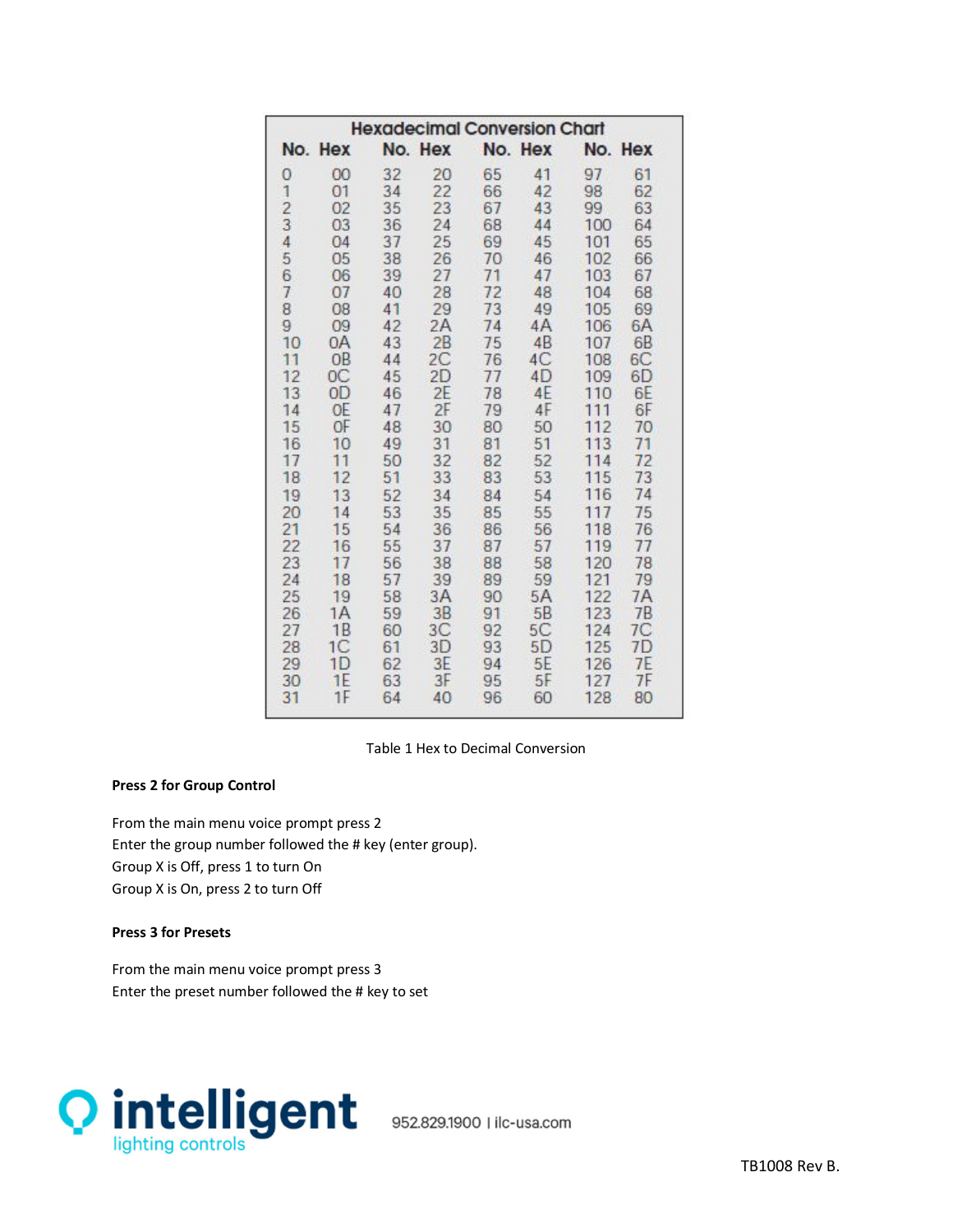| Hexadecimal Conversion Chart | | | | | | | |
|---|---|---|---|---|---|---|---|
| No. | Hex | No. | Hex | No. | Hex | No. | Hex |
| 0 | 00 | 32 | 20 | 65 | 41 | 97 | 61 |
| 1 | 01 | 34 | 22 | 66 | 42 | 98 | 62 |
| 2 | 02 | 35 | 23 | 67 | 43 | 99 | 63 |
| 3 | 03 | 36 | 24 | 68 | 44 | 100 | 64 |
| 4 | 04 | 37 | 25 | 69 | 45 | 101 | 65 |
| 5 | 05 | 38 | 26 | 70 | 46 | 102 | 66 |
| 6 | 06 | 39 | 27 | 71 | 47 | 103 | 67 |
| 7 | 07 | 40 | 28 | 72 | 48 | 104 | 68 |
| 8 | 08 | 41 | 29 | 73 | 49 | 105 | 69 |
| 9 | 09 | 42 | 2A | 74 | 4A | 106 | 6A |
| 10 | 0A | 43 | 2B | 75 | 4B | 107 | 6B |
| 11 | 0B | 44 | 2C | 76 | 4C | 108 | 6C |
| 12 | 0C | 45 | 2D | 77 | 4D | 109 | 6D |
| 13 | 0D | 46 | 2E | 78 | 4E | 110 | 6E |
| 14 | 0E | 47 | 2F | 79 | 4F | 111 | 6F |
| 15 | 0F | 48 | 30 | 80 | 50 | 112 | 70 |
| 16 | 10 | 49 | 31 | 81 | 51 | 113 | 71 |
| 17 | 11 | 50 | 32 | 82 | 52 | 114 | 72 |
| 18 | 12 | 51 | 33 | 83 | 53 | 115 | 73 |
| 19 | 13 | 52 | 34 | 84 | 54 | 116 | 74 |
| 20 | 14 | 53 | 35 | 85 | 55 | 117 | 75 |
| 21 | 15 | 54 | 36 | 86 | 56 | 118 | 76 |
| 22 | 16 | 55 | 37 | 87 | 57 | 119 | 77 |
| 23 | 17 | 56 | 38 | 88 | 58 | 120 | 78 |
| 24 | 18 | 57 | 39 | 89 | 59 | 121 | 79 |
| 25 | 19 | 58 | 3A | 90 | 5A | 122 | 7A |
| 26 | 1A | 59 | 3B | 91 | 5B | 123 | 7B |
| 27 | 1B | 60 | 3C | 92 | 5C | 124 | 7C |
| 28 | 1C | 61 | 3D | 93 | 5D | 125 | 7D |
| 29 | 1D | 62 | 3E | 94 | 5E | 126 | 7E |
| 30 | 1E | 63 | 3F | 95 | 5F | 127 | 7F |
| 31 | 1F | 64 | 40 | 96 | 60 | 128 | 80 |

Table 1 Hex to Decimal Conversion

**Press 2 for Group Control**

From the main menu voice prompt press 2
Enter the group number followed the # key (enter group).
Group X is Off, press 1 to turn On
Group X is On, press 2 to turn Off

**Press 3 for Presets**

From the main menu voice prompt press 3
Enter the preset number followed the # key to set

intelligent lighting controls

952.829.1900 | ilc-usa.com

TB1008 Rev B.